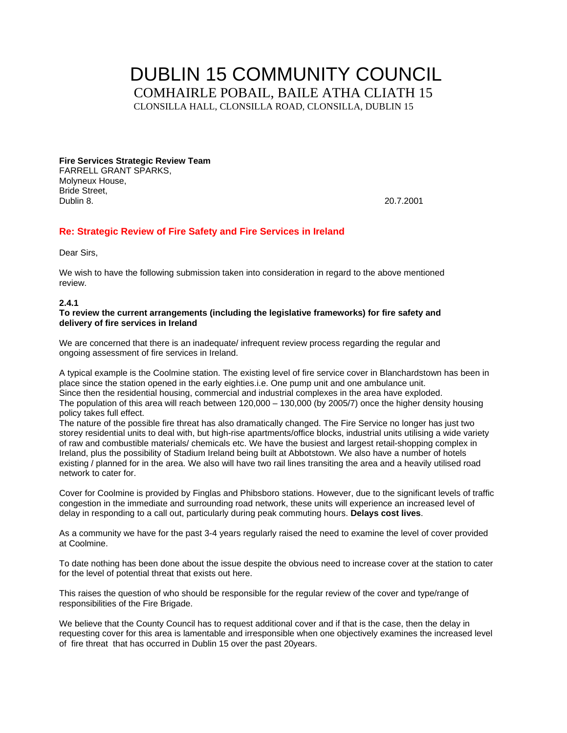# DUBLIN 15 COMMUNITY COUNCIL

## COMHAIRLE POBAIL, BAILE ATHA CLIATH 15

CLONSILLA HALL, CLONSILLA ROAD, CLONSILLA, DUBLIN 15

**Fire Services Strategic Review Team**
FARRELL GRANT SPARKS,
Molyneux House,
Bride Street,
Dublin 8.

20.7.2001

**Re: Strategic Review of Fire Safety and Fire Services in Ireland**

Dear Sirs,

We wish to have the following submission taken into consideration in regard to the above mentioned review.

**2.4.1**
**To review the current arrangements (including the legislative frameworks) for fire safety and delivery of fire services in Ireland**

We are concerned that there is an inadequate/ infrequent review process regarding the regular and ongoing assessment of fire services in Ireland.

A typical example is the Coolmine station. The existing level of fire service cover in Blanchardstown has been in place since the station opened in the early eighties.i.e. One pump unit and one ambulance unit.
Since then the residential housing, commercial and industrial complexes in the area have exploded.
The population of this area will reach between 120,000 – 130,000 (by 2005/7) once the higher density housing policy takes full effect.
The nature of the possible fire threat has also dramatically changed. The Fire Service no longer has just two storey residential units to deal with, but high-rise apartments/office blocks, industrial units utilising a wide variety of raw and combustible materials/ chemicals etc. We have the busiest and largest retail-shopping complex in Ireland, plus the possibility of Stadium Ireland being built at Abbotstown. We also have a number of hotels existing / planned for in the area. We also will have two rail lines transiting the area and a heavily utilised road network to cater for.

Cover for Coolmine is provided by Finglas and Phibsboro stations. However, due to the significant levels of traffic congestion in the immediate and surrounding road network, these units will experience an increased level of delay in responding to a call out, particularly during peak commuting hours. **Delays cost lives**.

As a community we have for the past 3-4 years regularly raised the need to examine the level of cover provided at Coolmine.

To date nothing has been done about the issue despite the obvious need to increase cover at the station to cater for the level of potential threat that exists out here.

This raises the question of who should be responsible for the regular review of the cover and type/range of responsibilities of the Fire Brigade.

We believe that the County Council has to request additional cover and if that is the case, then the delay in requesting cover for this area is lamentable and irresponsible when one objectively examines the increased level of fire threat that has occurred in Dublin 15 over the past 20years.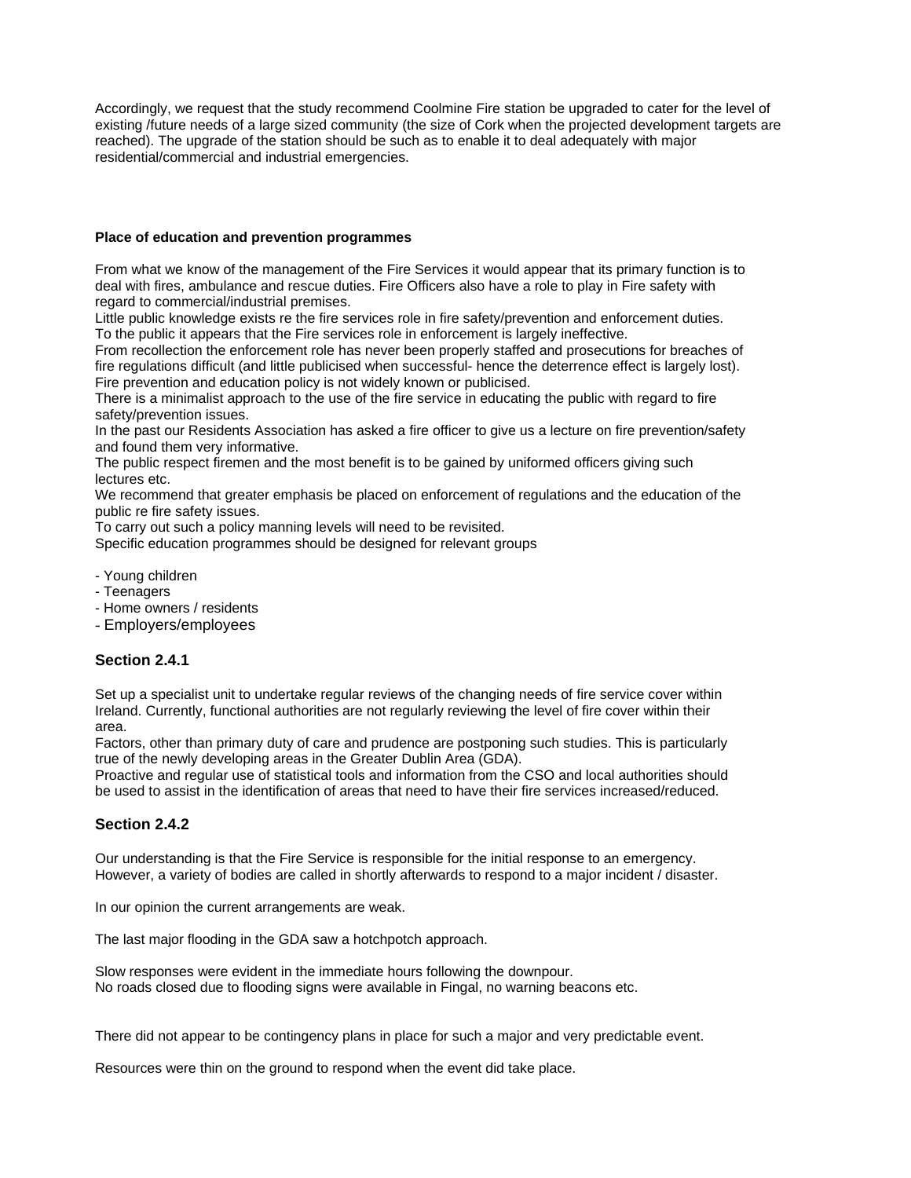Accordingly, we request that the study recommend Coolmine Fire station be upgraded to cater for the level of existing /future needs of a large sized community (the size of Cork when the projected development targets are reached). The upgrade of the station should be such as to enable it to deal adequately with major residential/commercial and industrial emergencies.

**Place of education and prevention programmes**

From what we know of the management of the Fire Services it would appear that its primary function is to deal with fires, ambulance and rescue duties. Fire Officers also have a role to play in Fire safety with regard to commercial/industrial premises.

Little public knowledge exists re the fire services role in fire safety/prevention and enforcement duties. To the public it appears that the Fire services role in enforcement is largely ineffective.

From recollection the enforcement role has never been properly staffed and prosecutions for breaches of fire regulations difficult (and little publicised when successful- hence the deterrence effect is largely lost).

Fire prevention and education policy is not widely known or publicised.

There is a minimalist approach to the use of the fire service in educating the public with regard to fire safety/prevention issues.

In the past our Residents Association has asked a fire officer to give us a lecture on fire prevention/safety and found them very informative.

The public respect firemen and the most benefit is to be gained by uniformed officers giving such lectures etc.

We recommend that greater emphasis be placed on enforcement of regulations and the education of the public re fire safety issues.

To carry out such a policy manning levels will need to be revisited.

Specific education programmes should be designed for relevant groups

- Young children
- Teenagers
- Home owners / residents
- Employers/employees

### Section 2.4.1

Set up a specialist unit to undertake regular reviews of the changing needs of fire service cover within Ireland. Currently, functional authorities are not regularly reviewing the level of fire cover within their area.

Factors, other than primary duty of care and prudence are postponing such studies. This is particularly true of the newly developing areas in the Greater Dublin Area (GDA).

Proactive and regular use of statistical tools and information from the CSO and local authorities should be used to assist in the identification of areas that need to have their fire services increased/reduced.

### Section 2.4.2

Our understanding is that the Fire Service is responsible for the initial response to an emergency. However, a variety of bodies are called in shortly afterwards to respond to a major incident / disaster.

In our opinion the current arrangements are weak.

The last major flooding in the GDA saw a hotchpotch approach.

Slow responses were evident in the immediate hours following the downpour.
No roads closed due to flooding signs were available in Fingal, no warning beacons etc.

There did not appear to be contingency plans in place for such a major and very predictable event.

Resources were thin on the ground to respond when the event did take place.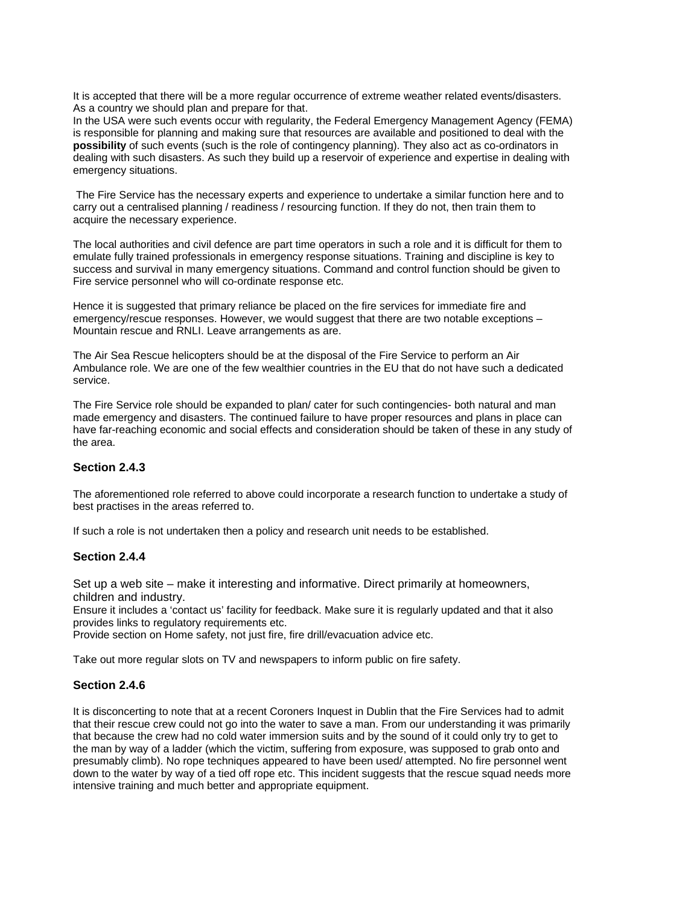It is accepted that there will be a more regular occurrence of extreme weather related events/disasters. As a country we should plan and prepare for that.
In the USA were such events occur with regularity, the Federal Emergency Management Agency (FEMA) is responsible for planning and making sure that resources are available and positioned to deal with the **possibility** of such events (such is the role of contingency planning). They also act as co-ordinators in dealing with such disasters. As such they build up a reservoir of experience and expertise in dealing with emergency situations.

The Fire Service has the necessary experts and experience to undertake a similar function here and to carry out a centralised planning / readiness / resourcing function. If they do not, then train them to acquire the necessary experience.

The local authorities and civil defence are part time operators in such a role and it is difficult for them to emulate fully trained professionals in emergency response situations. Training and discipline is key to success and survival in many emergency situations. Command and control function should be given to Fire service personnel who will co-ordinate response etc.

Hence it is suggested that primary reliance be placed on the fire services for immediate fire and emergency/rescue responses. However, we would suggest that there are two notable exceptions – Mountain rescue and RNLI. Leave arrangements as are.

The Air Sea Rescue helicopters should be at the disposal of the Fire Service to perform an Air Ambulance role. We are one of the few wealthier countries in the EU that do not have such a dedicated service.

The Fire Service role should be expanded to plan/ cater for such contingencies- both natural and man made emergency and disasters. The continued failure to have proper resources and plans in place can have far-reaching economic and social effects and consideration should be taken of these in any study of the area.

### Section 2.4.3

The aforementioned role referred to above could incorporate a research function to undertake a study of best practises in the areas referred to.

If such a role is not undertaken then a policy and research unit needs to be established.

### Section 2.4.4

Set up a web site – make it interesting and informative. Direct primarily at homeowners, children and industry.
Ensure it includes a 'contact us' facility for feedback. Make sure it is regularly updated and that it also provides links to regulatory requirements etc.
Provide section on Home safety, not just fire, fire drill/evacuation advice etc.

Take out more regular slots on TV and newspapers to inform public on fire safety.

### Section 2.4.6

It is disconcerting to note that at a recent Coroners Inquest in Dublin that the Fire Services had to admit that their rescue crew could not go into the water to save a man. From our understanding it was primarily that because the crew had no cold water immersion suits and by the sound of it could only try to get to the man by way of a ladder (which the victim, suffering from exposure, was supposed to grab onto and presumably climb). No rope techniques appeared to have been used/ attempted. No fire personnel went down to the water by way of a tied off rope etc. This incident suggests that the rescue squad needs more intensive training and much better and appropriate equipment.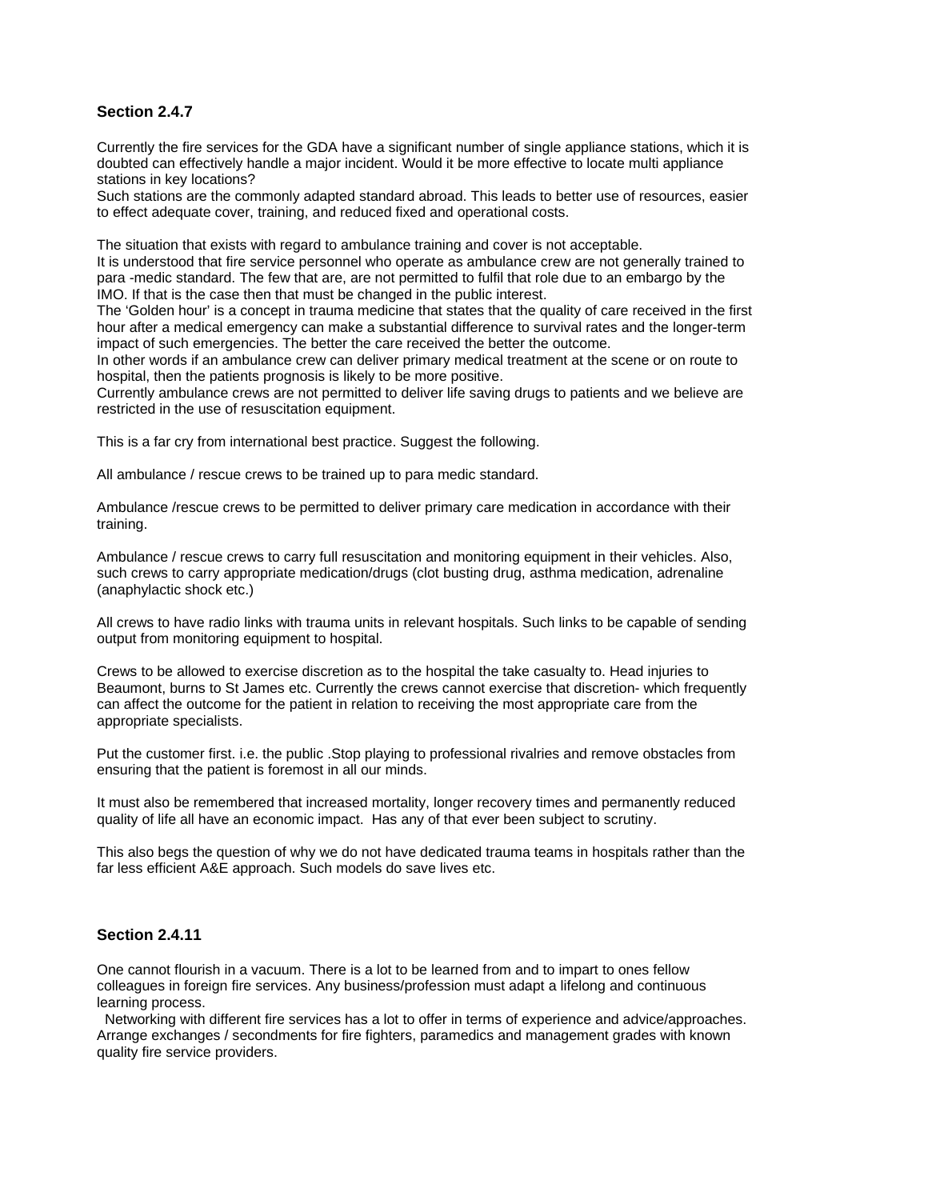### Section 2.4.7

Currently the fire services for the GDA have a significant number of single appliance stations, which it is doubted can effectively handle a major incident. Would it be more effective to locate multi appliance stations in key locations?
Such stations are the commonly adapted standard abroad. This leads to better use of resources, easier to effect adequate cover, training, and reduced fixed and operational costs.

The situation that exists with regard to ambulance training and cover is not acceptable.
It is understood that fire service personnel who operate as ambulance crew are not generally trained to para -medic standard. The few that are, are not permitted to fulfil that role due to an embargo by the IMO. If that is the case then that must be changed in the public interest.
The 'Golden hour' is a concept in trauma medicine that states that the quality of care received in the first hour after a medical emergency can make a substantial difference to survival rates and the longer-term impact of such emergencies. The better the care received the better the outcome.
In other words if an ambulance crew can deliver primary medical treatment at the scene or on route to hospital, then the patients prognosis is likely to be more positive.
Currently ambulance crews are not permitted to deliver life saving drugs to patients and we believe are restricted in the use of resuscitation equipment.

This is a far cry from international best practice. Suggest the following.

All ambulance / rescue crews to be trained up to para medic standard.

Ambulance /rescue crews to be permitted to deliver primary care medication in accordance with their training.

Ambulance / rescue crews to carry full resuscitation and monitoring equipment in their vehicles. Also, such crews to carry appropriate medication/drugs (clot busting drug, asthma medication, adrenaline (anaphylactic shock etc.)

All crews to have radio links with trauma units in relevant hospitals. Such links to be capable of sending output from monitoring equipment to hospital.

Crews to be allowed to exercise discretion as to the hospital the take casualty to. Head injuries to Beaumont, burns to St James etc. Currently the crews cannot exercise that discretion- which frequently can affect the outcome for the patient in relation to receiving the most appropriate care from the appropriate specialists.

Put the customer first. i.e. the public .Stop playing to professional rivalries and remove obstacles from ensuring that the patient is foremost in all our minds.

It must also be remembered that increased mortality, longer recovery times and permanently reduced quality of life all have an economic impact. Has any of that ever been subject to scrutiny.

This also begs the question of why we do not have dedicated trauma teams in hospitals rather than the far less efficient A&E approach. Such models do save lives etc.

### Section 2.4.11

One cannot flourish in a vacuum. There is a lot to be learned from and to impart to ones fellow colleagues in foreign fire services. Any business/profession must adapt a lifelong and continuous learning process.
Networking with different fire services has a lot to offer in terms of experience and advice/approaches. Arrange exchanges / secondments for fire fighters, paramedics and management grades with known quality fire service providers.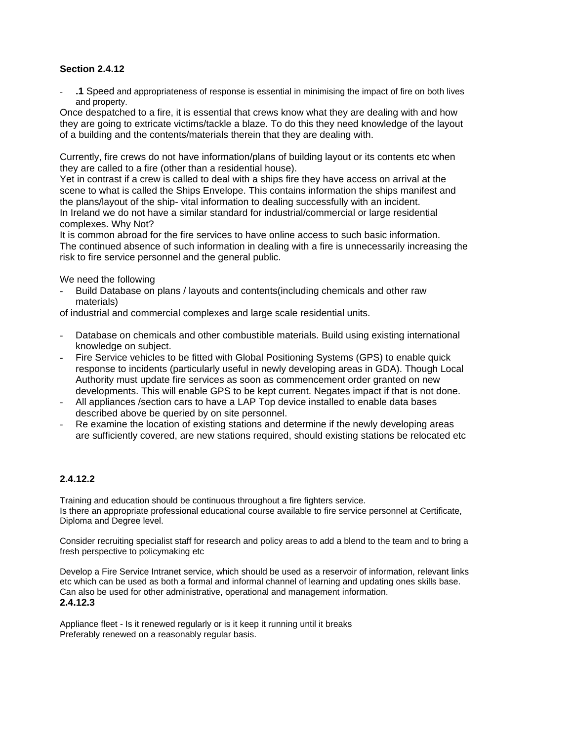**Section 2.4.12**

- **.1** Speed and appropriateness of response is essential in minimising the impact of fire on both lives and property.

Once despatched to a fire, it is essential that crews know what they are dealing with and how they are going to extricate victims/tackle a blaze. To do this they need knowledge of the layout of a building and the contents/materials therein that they are dealing with.

Currently, fire crews do not have information/plans of building layout or its contents etc when they are called to a fire (other than a residential house).
Yet in contrast if a crew is called to deal with a ships fire they have access on arrival at the scene to what is called the Ships Envelope. This contains information the ships manifest and the plans/layout of the ship- vital information to dealing successfully with an incident.
In Ireland we do not have a similar standard for industrial/commercial or large residential complexes. Why Not?
It is common abroad for the fire services to have online access to such basic information.
The continued absence of such information in dealing with a fire is unnecessarily increasing the risk to fire service personnel and the general public.

We need the following

- Build Database on plans / layouts and contents(including chemicals and other raw materials)

of industrial and commercial complexes and large scale residential units.

- Database on chemicals and other combustible materials. Build using existing international knowledge on subject.
- Fire Service vehicles to be fitted with Global Positioning Systems (GPS) to enable quick response to incidents (particularly useful in newly developing areas in GDA). Though Local Authority must update fire services as soon as commencement order granted on new developments. This will enable GPS to be kept current. Negates impact if that is not done.
- All appliances /section cars to have a LAP Top device installed to enable data bases described above be queried by on site personnel.
- Re examine the location of existing stations and determine if the newly developing areas are sufficiently covered, are new stations required, should existing stations be relocated etc

**2.4.12.2**

Training and education should be continuous throughout a fire fighters service.
Is there an appropriate professional educational course available to fire service personnel at Certificate, Diploma and Degree level.

Consider recruiting specialist staff for research and policy areas to add a blend to the team and to bring a fresh perspective to policymaking etc

Develop a Fire Service Intranet service, which should be used as a reservoir of information, relevant links etc which can be used as both a formal and informal channel of learning and updating ones skills base. Can also be used for other administrative, operational and management information.

**2.4.12.3**

Appliance fleet - Is it renewed regularly or is it keep it running until it breaks
Preferably renewed on a reasonably regular basis.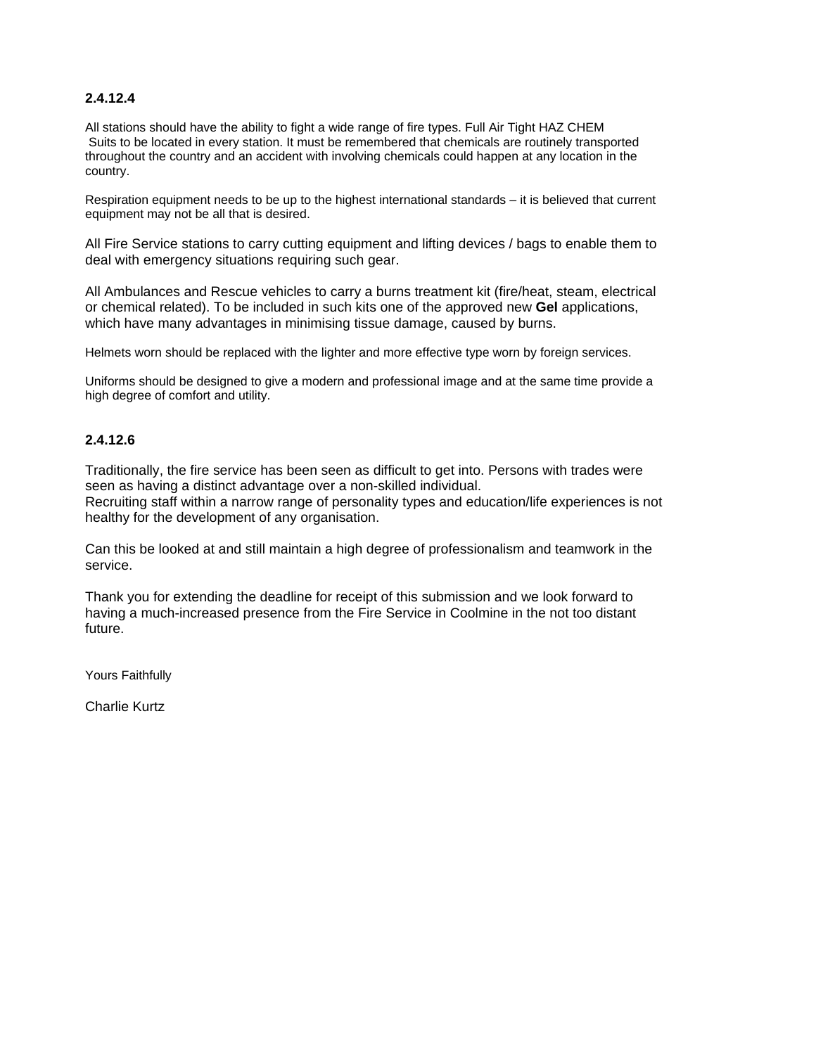**2.4.12.4**

All stations should have the ability to fight a wide range of fire types. Full Air Tight HAZ CHEM Suits to be located in every station. It must be remembered that chemicals are routinely transported throughout the country and an accident with involving chemicals could happen at any location in the country.

Respiration equipment needs to be up to the highest international standards – it is believed that current equipment may not be all that is desired.

All Fire Service stations to carry cutting equipment and lifting devices / bags to enable them to deal with emergency situations requiring such gear.

All Ambulances and Rescue vehicles to carry a burns treatment kit (fire/heat, steam, electrical or chemical related). To be included in such kits one of the approved new **Gel** applications, which have many advantages in minimising tissue damage, caused by burns.

Helmets worn should be replaced with the lighter and more effective type worn by foreign services.

Uniforms should be designed to give a modern and professional image and at the same time provide a high degree of comfort and utility.

**2.4.12.6**

Traditionally, the fire service has been seen as difficult to get into. Persons with trades were seen as having a distinct advantage over a non-skilled individual.
Recruiting staff within a narrow range of personality types and education/life experiences is not healthy for the development of any organisation.

Can this be looked at and still maintain a high degree of professionalism and teamwork in the service.

Thank you for extending the deadline for receipt of this submission and we look forward to having a much-increased presence from the Fire Service in Coolmine in the not too distant future.

Yours Faithfully

Charlie Kurtz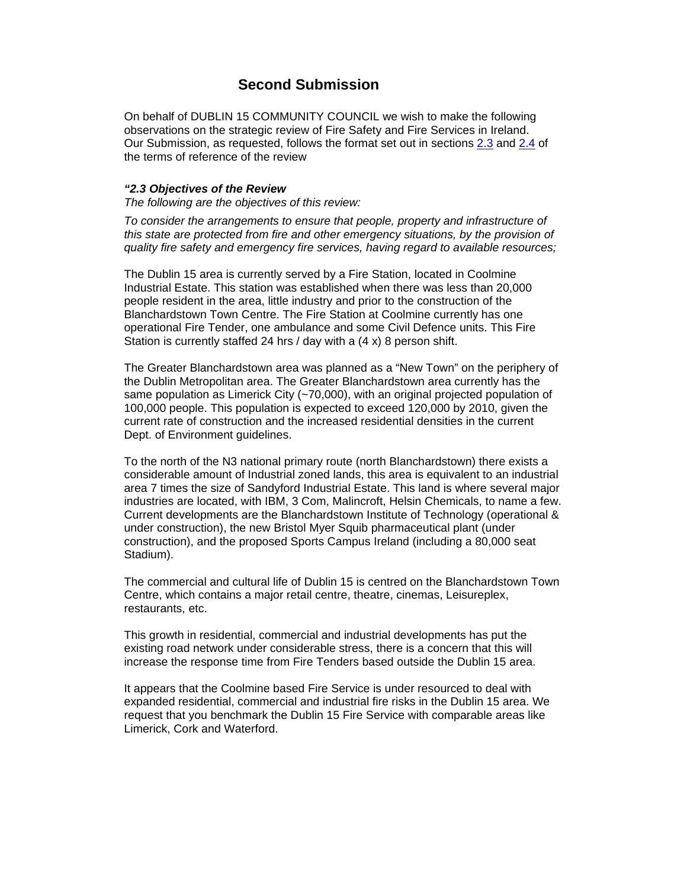## Second Submission

On behalf of DUBLIN 15 COMMUNITY COUNCIL we wish to make the following observations on the strategic review of Fire Safety and Fire Services in Ireland. Our Submission, as requested, follows the format set out in sections [2.3](#) and [2.4](#) of the terms of reference of the review

***"2.3 Objectives of the Review***

*The following are the objectives of this review:*

*To consider the arrangements to ensure that people, property and infrastructure of this state are protected from fire and other emergency situations, by the provision of quality fire safety and emergency fire services, having regard to available resources;*

The Dublin 15 area is currently served by a Fire Station, located in Coolmine Industrial Estate. This station was established when there was less than 20,000 people resident in the area, little industry and prior to the construction of the Blanchardstown Town Centre. The Fire Station at Coolmine currently has one operational Fire Tender, one ambulance and some Civil Defence units. This Fire Station is currently staffed 24 hrs / day with a (4 x) 8 person shift.

The Greater Blanchardstown area was planned as a "New Town" on the periphery of the Dublin Metropolitan area. The Greater Blanchardstown area currently has the same population as Limerick City (~70,000), with an original projected population of 100,000 people. This population is expected to exceed 120,000 by 2010, given the current rate of construction and the increased residential densities in the current Dept. of Environment guidelines.

To the north of the N3 national primary route (north Blanchardstown) there exists a considerable amount of Industrial zoned lands, this area is equivalent to an industrial area 7 times the size of Sandyford Industrial Estate. This land is where several major industries are located, with IBM, 3 Com, Malincroft, Helsin Chemicals, to name a few. Current developments are the Blanchardstown Institute of Technology (operational & under construction), the new Bristol Myer Squib pharmaceutical plant (under construction), and the proposed Sports Campus Ireland (including a 80,000 seat Stadium).

The commercial and cultural life of Dublin 15 is centred on the Blanchardstown Town Centre, which contains a major retail centre, theatre, cinemas, Leisureplex, restaurants, etc.

This growth in residential, commercial and industrial developments has put the existing road network under considerable stress, there is a concern that this will increase the response time from Fire Tenders based outside the Dublin 15 area.

It appears that the Coolmine based Fire Service is under resourced to deal with expanded residential, commercial and industrial fire risks in the Dublin 15 area. We request that you benchmark the Dublin 15 Fire Service with comparable areas like Limerick, Cork and Waterford.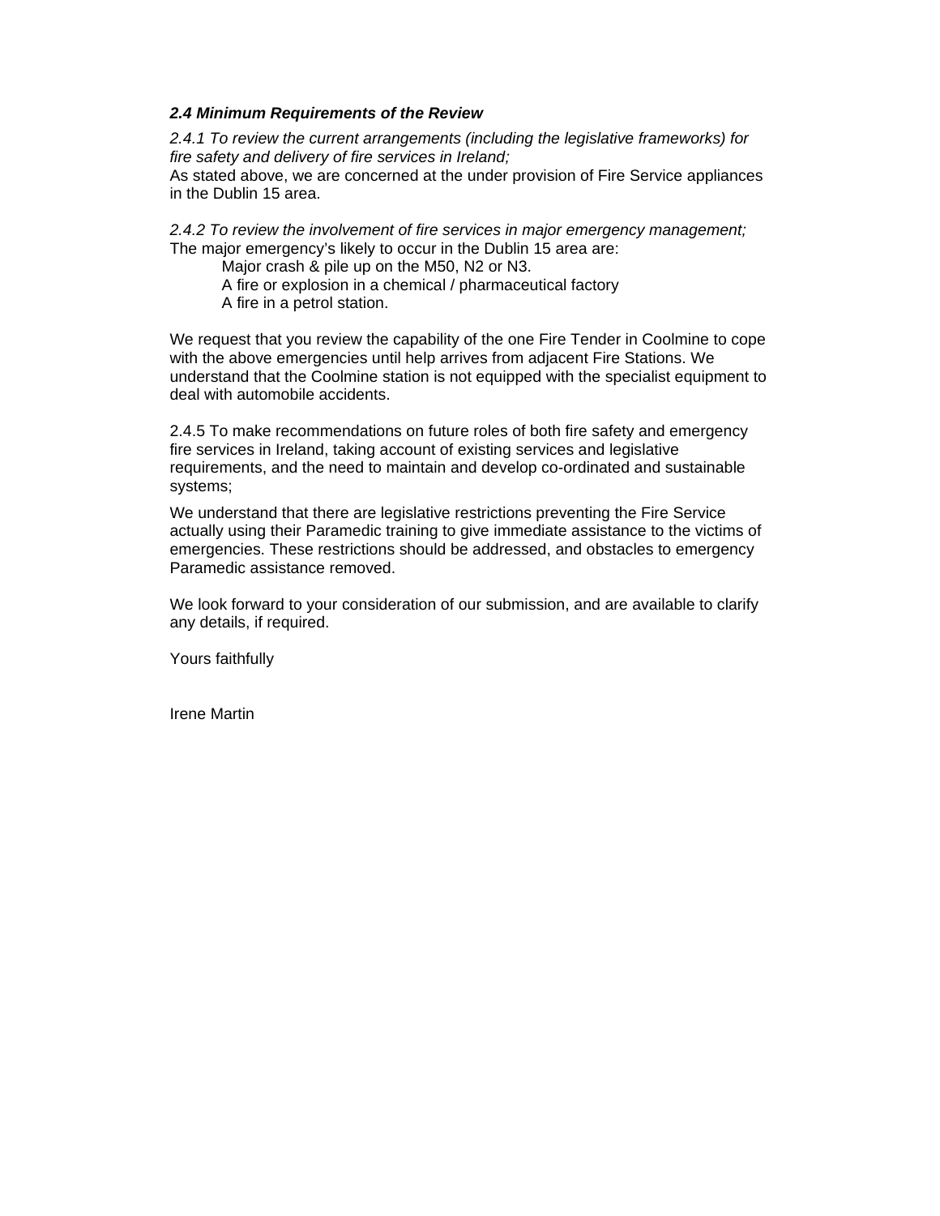***2.4 Minimum Requirements of the Review***

*2.4.1 To review the current arrangements (including the legislative frameworks) for fire safety and delivery of fire services in Ireland;*
As stated above, we are concerned at the under provision of Fire Service appliances in the Dublin 15 area.

*2.4.2 To review the involvement of fire services in major emergency management;*
The major emergency's likely to occur in the Dublin 15 area are:

Major crash & pile up on the M50, N2 or N3.
A fire or explosion in a chemical / pharmaceutical factory
A fire in a petrol station.

We request that you review the capability of the one Fire Tender in Coolmine to cope with the above emergencies until help arrives from adjacent Fire Stations. We understand that the Coolmine station is not equipped with the specialist equipment to deal with automobile accidents.

2.4.5 To make recommendations on future roles of both fire safety and emergency fire services in Ireland, taking account of existing services and legislative requirements, and the need to maintain and develop co-ordinated and sustainable systems;

We understand that there are legislative restrictions preventing the Fire Service actually using their Paramedic training to give immediate assistance to the victims of emergencies. These restrictions should be addressed, and obstacles to emergency Paramedic assistance removed.

We look forward to your consideration of our submission, and are available to clarify any details, if required.

Yours faithfully

Irene Martin